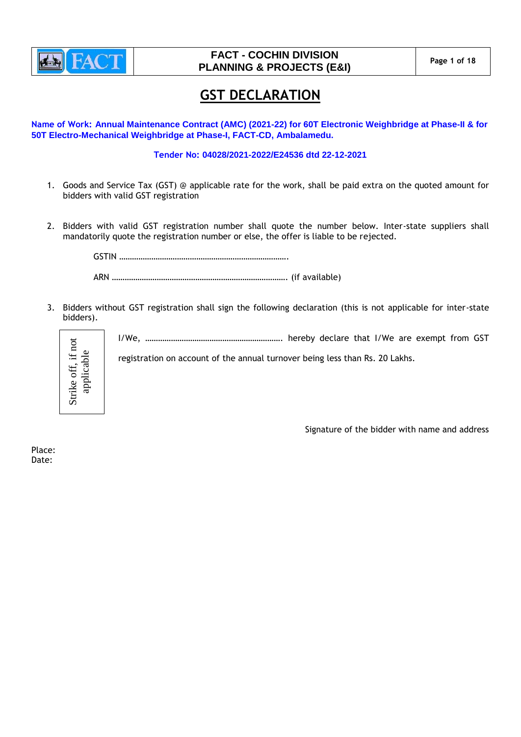FACT - COCHIN DIVISION
PLANNING & PROJECTS (E&I)

# GST DECLARATION

**Name of Work: Annual Maintenance Contract (AMC) (2021-22) for 60T Electronic Weighbridge at Phase-II & for 50T Electro-Mechanical Weighbridge at Phase-I, FACT-CD, Ambalamedu.**

**Tender No: 04028/2021-2022/E24536 dtd 22-12-2021**

1. Goods and Service Tax (GST) @ applicable rate for the work, shall be paid extra on the quoted amount for bidders with valid GST registration

2. Bidders with valid GST registration number shall quote the number below. Inter-state suppliers shall mandatorily quote the registration number or else, the offer is liable to be rejected.

   GSTIN ……………………………………………………………………

   ARN …………………………………………………………………… (if available)

3. Bidders without GST registration shall sign the following declaration (this is not applicable for inter-state bidders).

   Strike off, if not applicable

   I/We, ……………………………………………………… hereby declare that I/We are exempt from GST registration on account of the annual turnover being less than Rs. 20 Lakhs.

Signature of the bidder with name and address

Place:
Date: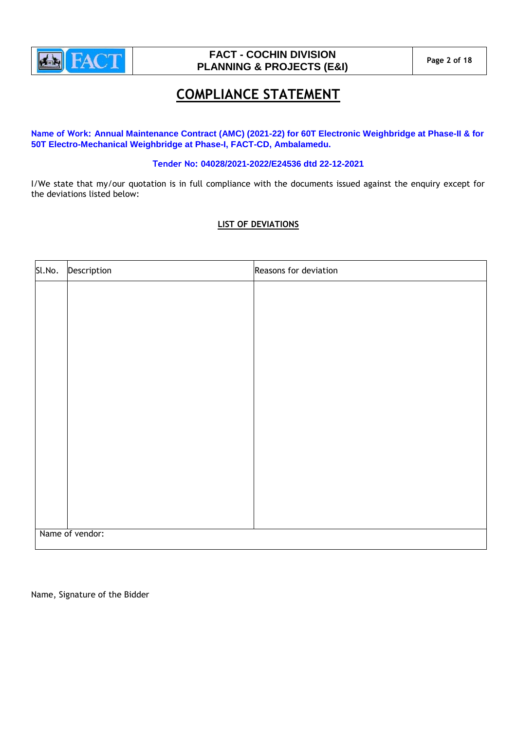# COMPLIANCE STATEMENT

**Name of Work: Annual Maintenance Contract (AMC) (2021-22) for 60T Electronic Weighbridge at Phase-II & for 50T Electro-Mechanical Weighbridge at Phase-I, FACT-CD, Ambalamedu.**

**Tender No: 04028/2021-2022/E24536 dtd 22-12-2021**

I/We state that my/our quotation is in full compliance with the documents issued against the enquiry except for the deviations listed below:

**LIST OF DEVIATIONS**

| Sl.No. | Description | Reasons for deviation |
|---|---|---|
| | | |
| Name of vendor: | | |

Name, Signature of the Bidder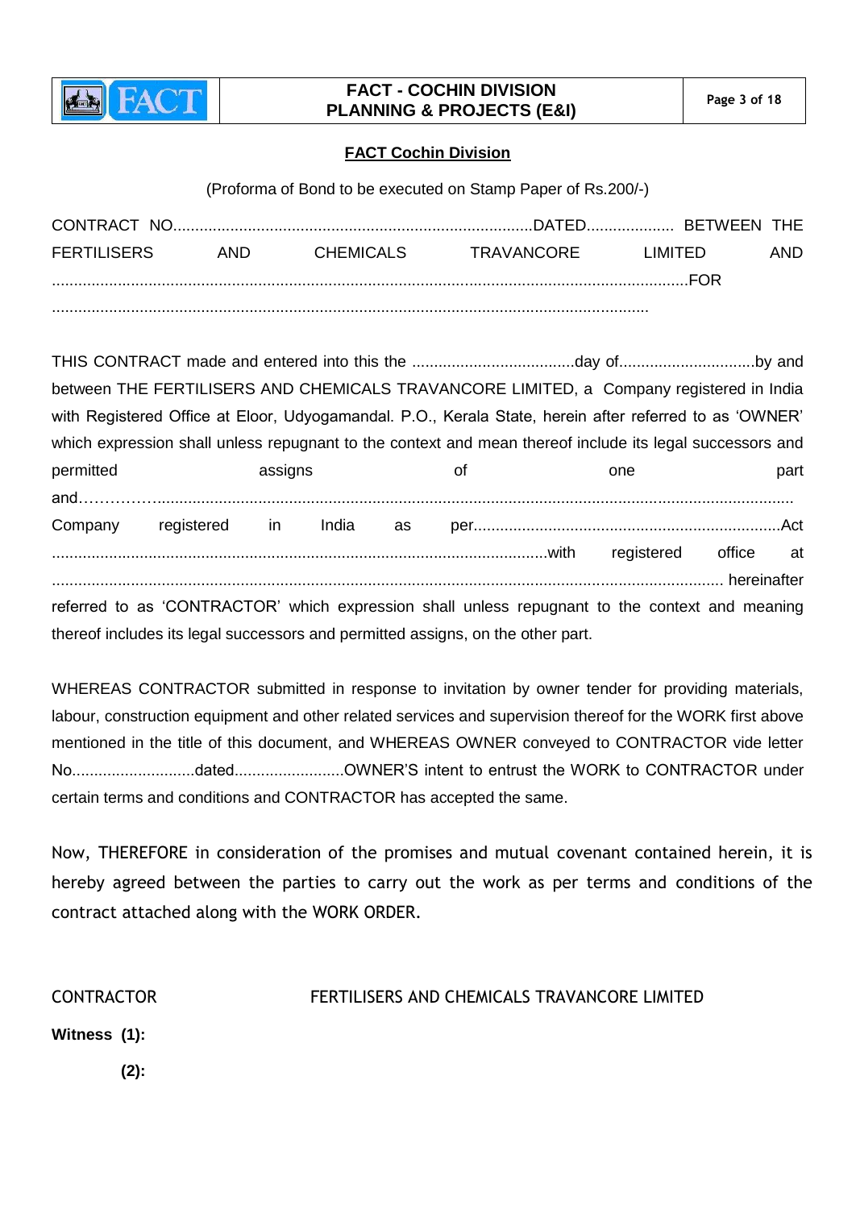## FACT Cochin Division

(Proforma of Bond to be executed on Stamp Paper of Rs.200/-)

CONTRACT NO..................................................................................DATED.................... BETWEEN THE FERTILISERS AND CHEMICALS TRAVANCORE LIMITED AND ..............................................................................................................................................FOR .....................................................................................................................................

THIS CONTRACT made and entered into this the .....................................day of..............................by and between THE FERTILISERS AND CHEMICALS TRAVANCORE LIMITED, a Company registered in India with Registered Office at Eloor, Udyogamandal. P.O., Kerala State, herein after referred to as 'OWNER' which expression shall unless repugnant to the context and mean thereof include its legal successors and permitted assigns of one part and……………................................................................................................................................. Company registered in India as per......................................................................Act .................................................................................................................with registered office at ........................................................................................................................................ hereinafter referred to as 'CONTRACTOR' which expression shall unless repugnant to the context and meaning thereof includes its legal successors and permitted assigns, on the other part.

WHEREAS CONTRACTOR submitted in response to invitation by owner tender for providing materials, labour, construction equipment and other related services and supervision thereof for the WORK first above mentioned in the title of this document, and WHEREAS OWNER conveyed to CONTRACTOR vide letter No............................dated.........................OWNER'S intent to entrust the WORK to CONTRACTOR under certain terms and conditions and CONTRACTOR has accepted the same.

Now, THEREFORE in consideration of the promises and mutual covenant contained herein, it is hereby agreed between the parties to carry out the work as per terms and conditions of the contract attached along with the WORK ORDER.

CONTRACTOR FERTILISERS AND CHEMICALS TRAVANCORE LIMITED

**Witness (1):**

**(2):**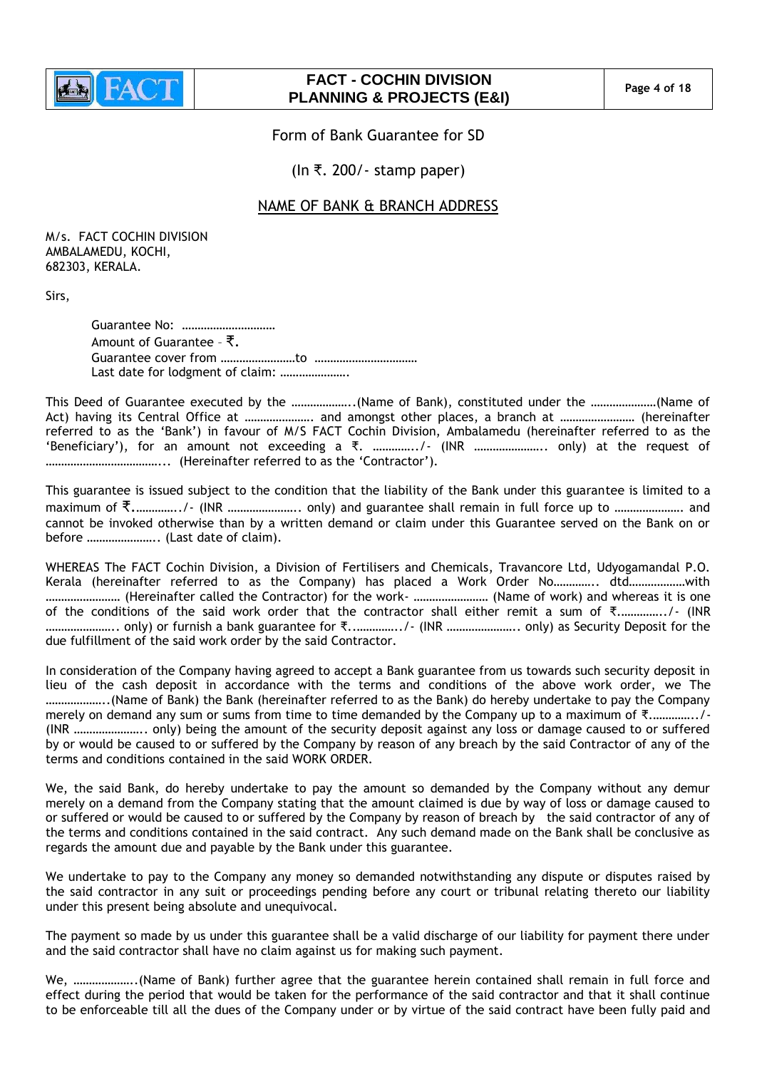Form of Bank Guarantee for SD

(In ₹. 200/- stamp paper)

NAME OF BANK & BRANCH ADDRESS

M/s. FACT COCHIN DIVISION
AMBALAMEDU, KOCHI,
682303, KERALA.

Sirs,

Guarantee No: …………………………
Amount of Guarantee – ₹.
Guarantee cover from ……………………to ……………………………
Last date for lodgment of claim: ………………….

This Deed of Guarantee executed by the ………………..(Name of Bank), constituted under the …………………(Name of Act) having its Central Office at …………………. and amongst other places, a branch at …………………… (hereinafter referred to as the 'Bank') in favour of M/S FACT Cochin Division, Ambalamedu (hereinafter referred to as the 'Beneficiary'), for an amount not exceeding a ₹. …………../- (INR ………………….. only) at the request of ………………………………... (Hereinafter referred to as the 'Contractor').

This guarantee is issued subject to the condition that the liability of the Bank under this guarantee is limited to a maximum of ₹.…………../- (INR ………………….. only) and guarantee shall remain in full force up to …………………. and cannot be invoked otherwise than by a written demand or claim under this Guarantee served on the Bank on or before ………………….. (Last date of claim).

WHEREAS The FACT Cochin Division, a Division of Fertilisers and Chemicals, Travancore Ltd, Udyogamandal P.O. Kerala (hereinafter referred to as the Company) has placed a Work Order No………….. dtd………………with …………………… (Hereinafter called the Contractor) for the work- …………………… (Name of work) and whereas it is one of the conditions of the said work order that the contractor shall either remit a sum of ₹.…………../- (INR ………………….. only) or furnish a bank guarantee for ₹..…………../- (INR ………………….. only) as Security Deposit for the due fulfillment of the said work order by the said Contractor.

In consideration of the Company having agreed to accept a Bank guarantee from us towards such security deposit in lieu of the cash deposit in accordance with the terms and conditions of the above work order, we The ………………..(Name of Bank) the Bank (hereinafter referred to as the Bank) do hereby undertake to pay the Company merely on demand any sum or sums from time to time demanded by the Company up to a maximum of ₹.…………../- (INR ………………….. only) being the amount of the security deposit against any loss or damage caused to or suffered by or would be caused to or suffered by the Company by reason of any breach by the said Contractor of any of the terms and conditions contained in the said WORK ORDER.

We, the said Bank, do hereby undertake to pay the amount so demanded by the Company without any demur merely on a demand from the Company stating that the amount claimed is due by way of loss or damage caused to or suffered or would be caused to or suffered by the Company by reason of breach by the said contractor of any of the terms and conditions contained in the said contract. Any such demand made on the Bank shall be conclusive as regards the amount due and payable by the Bank under this guarantee.

We undertake to pay to the Company any money so demanded notwithstanding any dispute or disputes raised by the said contractor in any suit or proceedings pending before any court or tribunal relating thereto our liability under this present being absolute and unequivocal.

The payment so made by us under this guarantee shall be a valid discharge of our liability for payment there under and the said contractor shall have no claim against us for making such payment.

We, ………………..(Name of Bank) further agree that the guarantee herein contained shall remain in full force and effect during the period that would be taken for the performance of the said contractor and that it shall continue to be enforceable till all the dues of the Company under or by virtue of the said contract have been fully paid and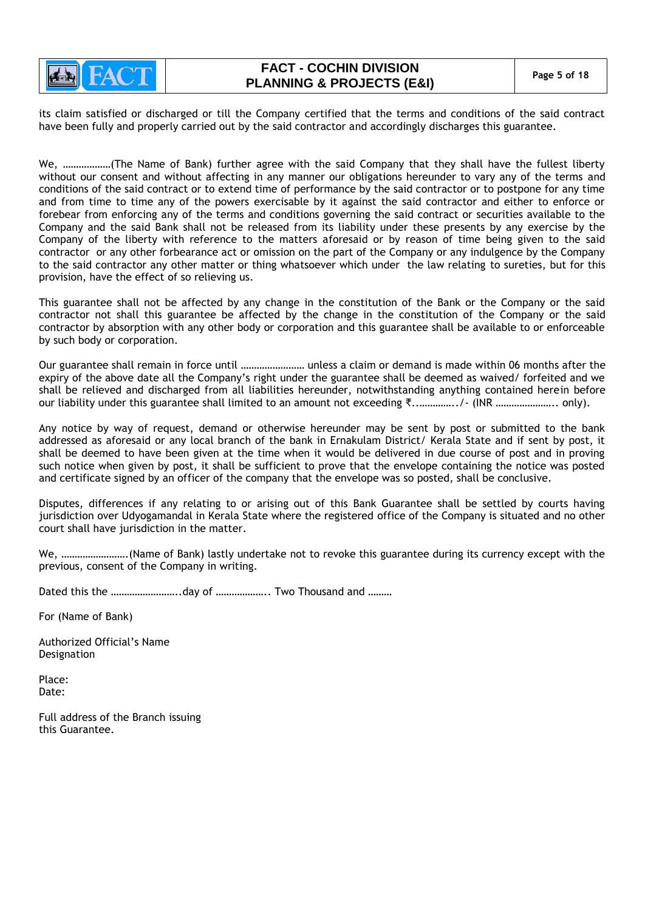its claim satisfied or discharged or till the Company certified that the terms and conditions of the said contract have been fully and properly carried out by the said contractor and accordingly discharges this guarantee.

We, ………………(The Name of Bank) further agree with the said Company that they shall have the fullest liberty without our consent and without affecting in any manner our obligations hereunder to vary any of the terms and conditions of the said contract or to extend time of performance by the said contractor or to postpone for any time and from time to time any of the powers exercisable by it against the said contractor and either to enforce or forebear from enforcing any of the terms and conditions governing the said contract or securities available to the Company and the said Bank shall not be released from its liability under these presents by any exercise by the Company of the liberty with reference to the matters aforesaid or by reason of time being given to the said contractor or any other forbearance act or omission on the part of the Company or any indulgence by the Company to the said contractor any other matter or thing whatsoever which under the law relating to sureties, but for this provision, have the effect of so relieving us.

This guarantee shall not be affected by any change in the constitution of the Bank or the Company or the said contractor not shall this guarantee be affected by the change in the constitution of the Company or the said contractor by absorption with any other body or corporation and this guarantee shall be available to or enforceable by such body or corporation.

Our guarantee shall remain in force until …………………… unless a claim or demand is made within 06 months after the expiry of the above date all the Company's right under the guarantee shall be deemed as waived/ forfeited and we shall be relieved and discharged from all liabilities hereunder, notwithstanding anything contained herein before our liability under this guarantee shall limited to an amount not exceeding ₹...…………../- (INR ………………….. only).

Any notice by way of request, demand or otherwise hereunder may be sent by post or submitted to the bank addressed as aforesaid or any local branch of the bank in Ernakulam District/ Kerala State and if sent by post, it shall be deemed to have been given at the time when it would be delivered in due course of post and in proving such notice when given by post, it shall be sufficient to prove that the envelope containing the notice was posted and certificate signed by an officer of the company that the envelope was so posted, shall be conclusive.

Disputes, differences if any relating to or arising out of this Bank Guarantee shall be settled by courts having jurisdiction over Udyogamandal in Kerala State where the registered office of the Company is situated and no other court shall have jurisdiction in the matter.

We, …………………….(Name of Bank) lastly undertake not to revoke this guarantee during its currency except with the previous, consent of the Company in writing.

Dated this the ……………………..day of ……………….. Two Thousand and ………

For (Name of Bank)

Authorized Official's Name
Designation

Place:
Date:

Full address of the Branch issuing
this Guarantee.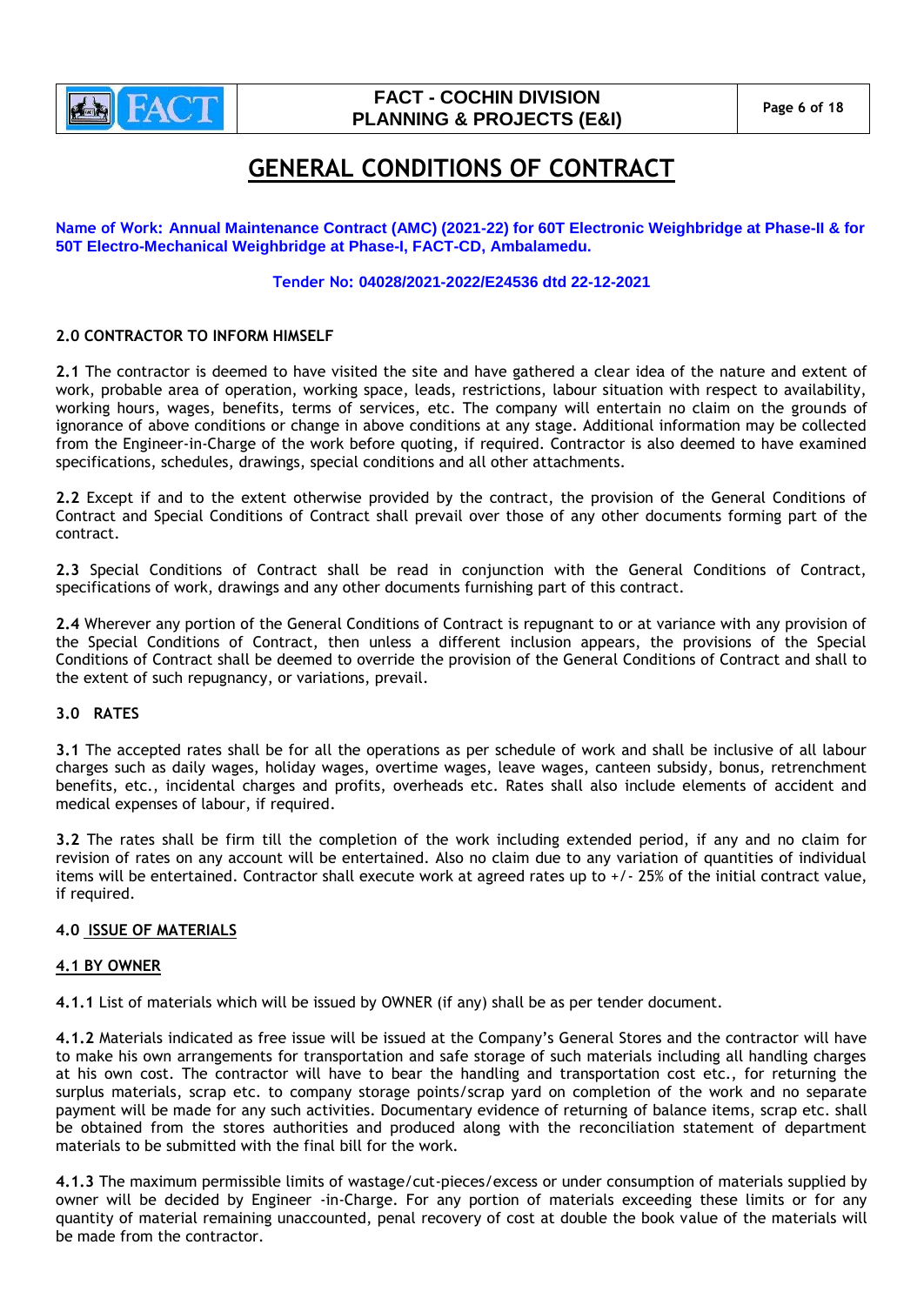# GENERAL CONDITIONS OF CONTRACT

**Name of Work: Annual Maintenance Contract (AMC) (2021-22) for 60T Electronic Weighbridge at Phase-II & for 50T Electro-Mechanical Weighbridge at Phase-I, FACT-CD, Ambalamedu.**

**Tender No: 04028/2021-2022/E24536 dtd 22-12-2021**

## 2.0 CONTRACTOR TO INFORM HIMSELF

**2.1** The contractor is deemed to have visited the site and have gathered a clear idea of the nature and extent of work, probable area of operation, working space, leads, restrictions, labour situation with respect to availability, working hours, wages, benefits, terms of services, etc. The company will entertain no claim on the grounds of ignorance of above conditions or change in above conditions at any stage. Additional information may be collected from the Engineer-in-Charge of the work before quoting, if required. Contractor is also deemed to have examined specifications, schedules, drawings, special conditions and all other attachments.

**2.2** Except if and to the extent otherwise provided by the contract, the provision of the General Conditions of Contract and Special Conditions of Contract shall prevail over those of any other documents forming part of the contract.

**2.3** Special Conditions of Contract shall be read in conjunction with the General Conditions of Contract, specifications of work, drawings and any other documents furnishing part of this contract.

**2.4** Wherever any portion of the General Conditions of Contract is repugnant to or at variance with any provision of the Special Conditions of Contract, then unless a different inclusion appears, the provisions of the Special Conditions of Contract shall be deemed to override the provision of the General Conditions of Contract and shall to the extent of such repugnancy, or variations, prevail.

## 3.0 RATES

**3.1** The accepted rates shall be for all the operations as per schedule of work and shall be inclusive of all labour charges such as daily wages, holiday wages, overtime wages, leave wages, canteen subsidy, bonus, retrenchment benefits, etc., incidental charges and profits, overheads etc. Rates shall also include elements of accident and medical expenses of labour, if required.

**3.2** The rates shall be firm till the completion of the work including extended period, if any and no claim for revision of rates on any account will be entertained. Also no claim due to any variation of quantities of individual items will be entertained. Contractor shall execute work at agreed rates up to +/- 25% of the initial contract value, if required.

## 4.0 ISSUE OF MATERIALS

### 4.1 BY OWNER

**4.1.1** List of materials which will be issued by OWNER (if any) shall be as per tender document.

**4.1.2** Materials indicated as free issue will be issued at the Company's General Stores and the contractor will have to make his own arrangements for transportation and safe storage of such materials including all handling charges at his own cost. The contractor will have to bear the handling and transportation cost etc., for returning the surplus materials, scrap etc. to company storage points/scrap yard on completion of the work and no separate payment will be made for any such activities. Documentary evidence of returning of balance items, scrap etc. shall be obtained from the stores authorities and produced along with the reconciliation statement of department materials to be submitted with the final bill for the work.

**4.1.3** The maximum permissible limits of wastage/cut-pieces/excess or under consumption of materials supplied by owner will be decided by Engineer -in-Charge. For any portion of materials exceeding these limits or for any quantity of material remaining unaccounted, penal recovery of cost at double the book value of the materials will be made from the contractor.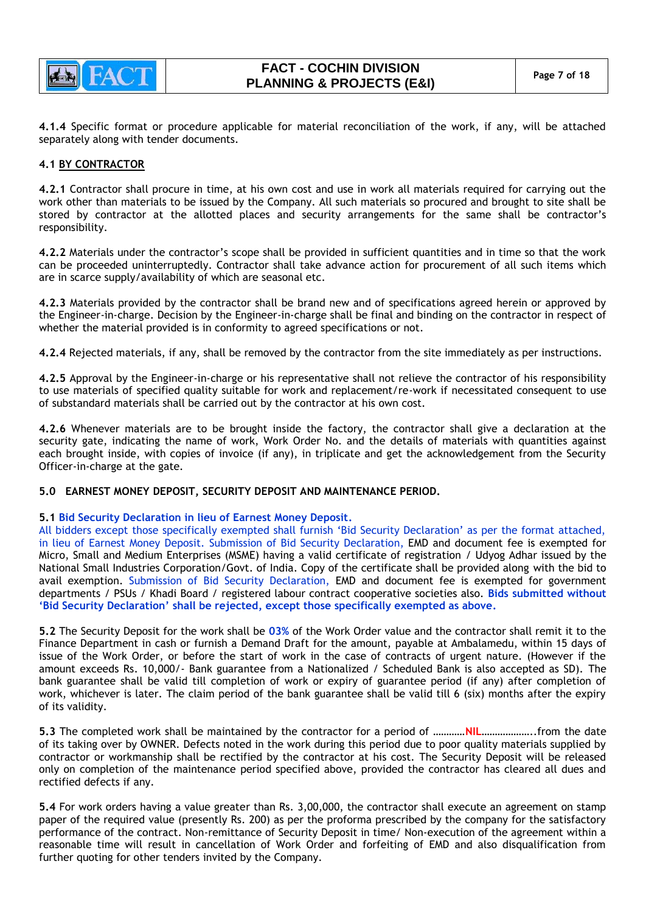**4.1.4** Specific format or procedure applicable for material reconciliation of the work, if any, will be attached separately along with tender documents.

**4.1 BY CONTRACTOR**

**4.2.1** Contractor shall procure in time, at his own cost and use in work all materials required for carrying out the work other than materials to be issued by the Company. All such materials so procured and brought to site shall be stored by contractor at the allotted places and security arrangements for the same shall be contractor's responsibility.

**4.2.2** Materials under the contractor's scope shall be provided in sufficient quantities and in time so that the work can be proceeded uninterruptedly. Contractor shall take advance action for procurement of all such items which are in scarce supply/availability of which are seasonal etc.

**4.2.3** Materials provided by the contractor shall be brand new and of specifications agreed herein or approved by the Engineer-in-charge. Decision by the Engineer-in-charge shall be final and binding on the contractor in respect of whether the material provided is in conformity to agreed specifications or not.

**4.2.4** Rejected materials, if any, shall be removed by the contractor from the site immediately as per instructions.

**4.2.5** Approval by the Engineer-in-charge or his representative shall not relieve the contractor of his responsibility to use materials of specified quality suitable for work and replacement/re-work if necessitated consequent to use of substandard materials shall be carried out by the contractor at his own cost.

**4.2.6** Whenever materials are to be brought inside the factory, the contractor shall give a declaration at the security gate, indicating the name of work, Work Order No. and the details of materials with quantities against each brought inside, with copies of invoice (if any), in triplicate and get the acknowledgement from the Security Officer-in-charge at the gate.

## 5.0 EARNEST MONEY DEPOSIT, SECURITY DEPOSIT AND MAINTENANCE PERIOD.

**5.1 Bid Security Declaration in lieu of Earnest Money Deposit.**
All bidders except those specifically exempted shall furnish 'Bid Security Declaration' as per the format attached, in lieu of Earnest Money Deposit. Submission of Bid Security Declaration, EMD and document fee is exempted for Micro, Small and Medium Enterprises (MSME) having a valid certificate of registration / Udyog Adhar issued by the National Small Industries Corporation/Govt. of India. Copy of the certificate shall be provided along with the bid to avail exemption. Submission of Bid Security Declaration, EMD and document fee is exempted for government departments / PSUs / Khadi Board / registered labour contract cooperative societies also. **Bids submitted without 'Bid Security Declaration' shall be rejected, except those specifically exempted as above.**

**5.2** The Security Deposit for the work shall be **03%** of the Work Order value and the contractor shall remit it to the Finance Department in cash or furnish a Demand Draft for the amount, payable at Ambalamedu, within 15 days of issue of the Work Order, or before the start of work in the case of contracts of urgent nature. (However if the amount exceeds Rs. 10,000/- Bank guarantee from a Nationalized / Scheduled Bank is also accepted as SD). The bank guarantee shall be valid till completion of work or expiry of guarantee period (if any) after completion of work, whichever is later. The claim period of the bank guarantee shall be valid till 6 (six) months after the expiry of its validity.

**5.3** The completed work shall be maintained by the contractor for a period of …………**NIL**………………..from the date of its taking over by OWNER. Defects noted in the work during this period due to poor quality materials supplied by contractor or workmanship shall be rectified by the contractor at his cost. The Security Deposit will be released only on completion of the maintenance period specified above, provided the contractor has cleared all dues and rectified defects if any.

**5.4** For work orders having a value greater than Rs. 3,00,000, the contractor shall execute an agreement on stamp paper of the required value (presently Rs. 200) as per the proforma prescribed by the company for the satisfactory performance of the contract. Non-remittance of Security Deposit in time/ Non-execution of the agreement within a reasonable time will result in cancellation of Work Order and forfeiting of EMD and also disqualification from further quoting for other tenders invited by the Company.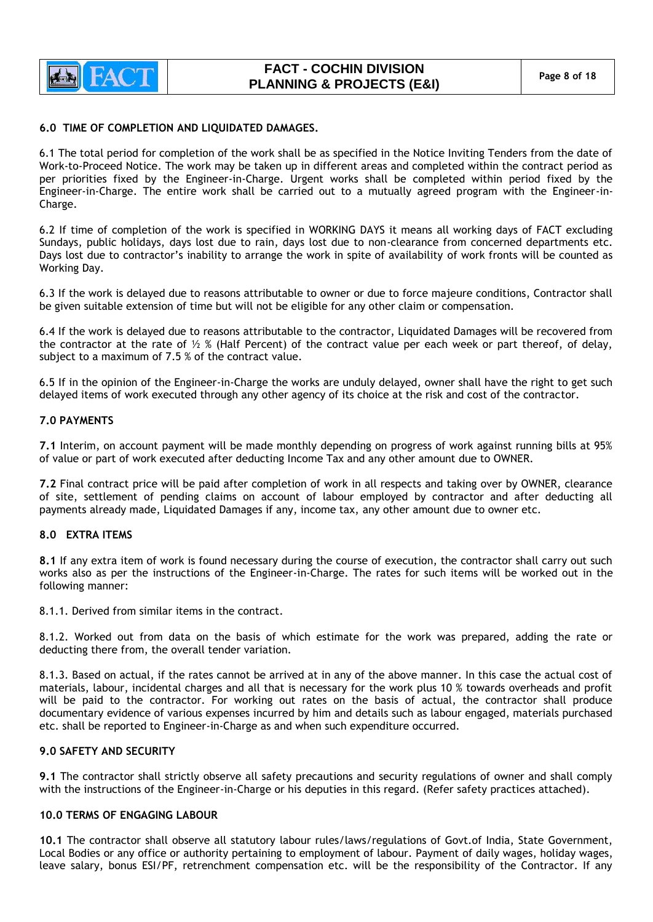### 6.0 TIME OF COMPLETION AND LIQUIDATED DAMAGES.

6.1 The total period for completion of the work shall be as specified in the Notice Inviting Tenders from the date of Work-to-Proceed Notice. The work may be taken up in different areas and completed within the contract period as per priorities fixed by the Engineer-in-Charge. Urgent works shall be completed within period fixed by the Engineer-in-Charge. The entire work shall be carried out to a mutually agreed program with the Engineer-in-Charge.

6.2 If time of completion of the work is specified in WORKING DAYS it means all working days of FACT excluding Sundays, public holidays, days lost due to rain, days lost due to non-clearance from concerned departments etc. Days lost due to contractor's inability to arrange the work in spite of availability of work fronts will be counted as Working Day.

6.3 If the work is delayed due to reasons attributable to owner or due to force majeure conditions, Contractor shall be given suitable extension of time but will not be eligible for any other claim or compensation.

6.4 If the work is delayed due to reasons attributable to the contractor, Liquidated Damages will be recovered from the contractor at the rate of ½ % (Half Percent) of the contract value per each week or part thereof, of delay, subject to a maximum of 7.5 % of the contract value.

6.5 If in the opinion of the Engineer-in-Charge the works are unduly delayed, owner shall have the right to get such delayed items of work executed through any other agency of its choice at the risk and cost of the contractor.

### 7.0 PAYMENTS

**7.1** Interim, on account payment will be made monthly depending on progress of work against running bills at 95% of value or part of work executed after deducting Income Tax and any other amount due to OWNER.

**7.2** Final contract price will be paid after completion of work in all respects and taking over by OWNER, clearance of site, settlement of pending claims on account of labour employed by contractor and after deducting all payments already made, Liquidated Damages if any, income tax, any other amount due to owner etc.

### 8.0 EXTRA ITEMS

**8.1** If any extra item of work is found necessary during the course of execution, the contractor shall carry out such works also as per the instructions of the Engineer-in-Charge. The rates for such items will be worked out in the following manner:

8.1.1. Derived from similar items in the contract.

8.1.2. Worked out from data on the basis of which estimate for the work was prepared, adding the rate or deducting there from, the overall tender variation.

8.1.3. Based on actual, if the rates cannot be arrived at in any of the above manner. In this case the actual cost of materials, labour, incidental charges and all that is necessary for the work plus 10 % towards overheads and profit will be paid to the contractor. For working out rates on the basis of actual, the contractor shall produce documentary evidence of various expenses incurred by him and details such as labour engaged, materials purchased etc. shall be reported to Engineer-in-Charge as and when such expenditure occurred.

### 9.0 SAFETY AND SECURITY

**9.1** The contractor shall strictly observe all safety precautions and security regulations of owner and shall comply with the instructions of the Engineer-in-Charge or his deputies in this regard. (Refer safety practices attached).

### 10.0 TERMS OF ENGAGING LABOUR

**10.1** The contractor shall observe all statutory labour rules/laws/regulations of Govt.of India, State Government, Local Bodies or any office or authority pertaining to employment of labour. Payment of daily wages, holiday wages, leave salary, bonus ESI/PF, retrenchment compensation etc. will be the responsibility of the Contractor. If any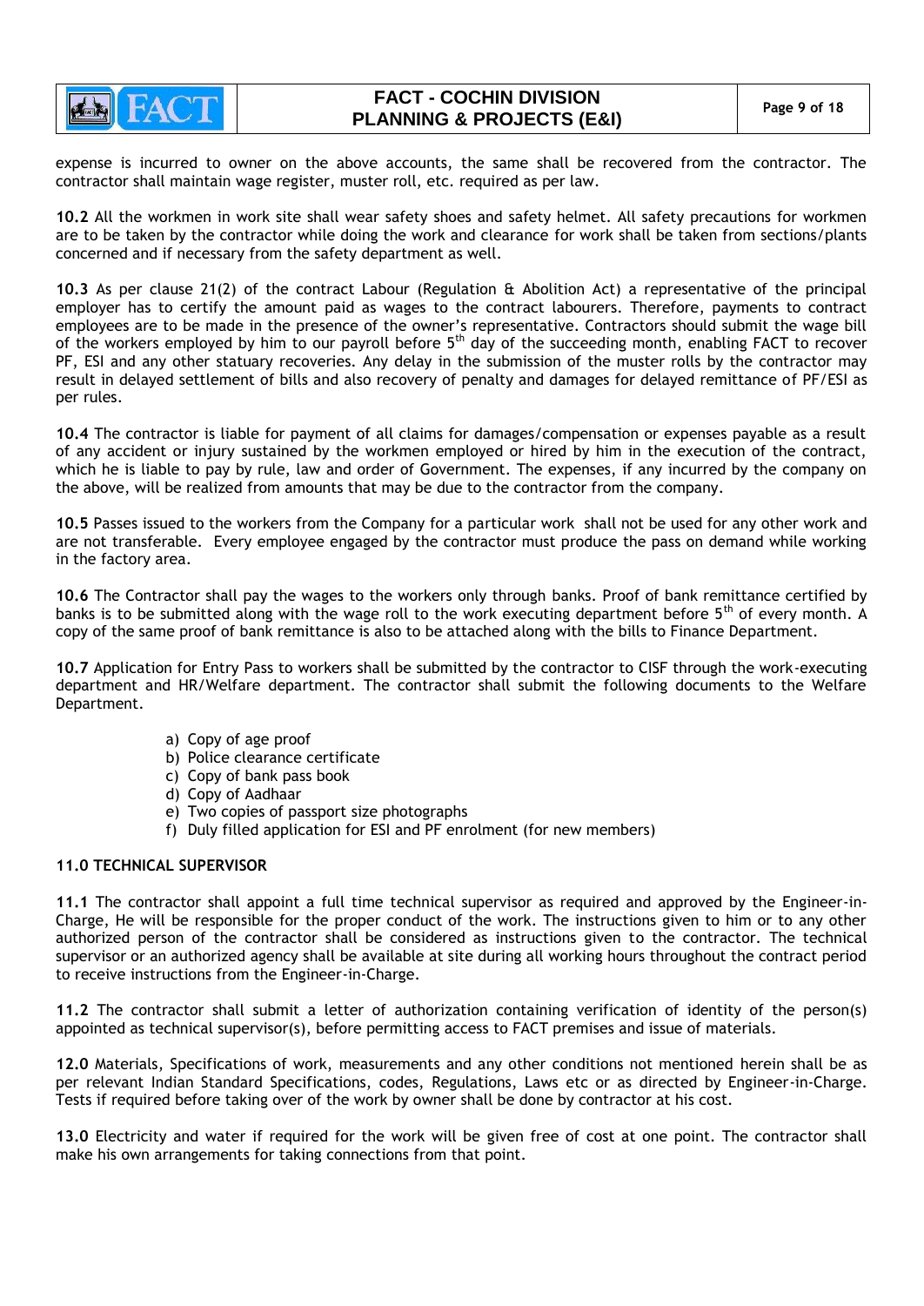expense is incurred to owner on the above accounts, the same shall be recovered from the contractor. The contractor shall maintain wage register, muster roll, etc. required as per law.

**10.2** All the workmen in work site shall wear safety shoes and safety helmet. All safety precautions for workmen are to be taken by the contractor while doing the work and clearance for work shall be taken from sections/plants concerned and if necessary from the safety department as well.

**10.3** As per clause 21(2) of the contract Labour (Regulation & Abolition Act) a representative of the principal employer has to certify the amount paid as wages to the contract labourers. Therefore, payments to contract employees are to be made in the presence of the owner's representative. Contractors should submit the wage bill of the workers employed by him to our payroll before 5th day of the succeeding month, enabling FACT to recover PF, ESI and any other statuary recoveries. Any delay in the submission of the muster rolls by the contractor may result in delayed settlement of bills and also recovery of penalty and damages for delayed remittance of PF/ESI as per rules.

**10.4** The contractor is liable for payment of all claims for damages/compensation or expenses payable as a result of any accident or injury sustained by the workmen employed or hired by him in the execution of the contract, which he is liable to pay by rule, law and order of Government. The expenses, if any incurred by the company on the above, will be realized from amounts that may be due to the contractor from the company.

**10.5** Passes issued to the workers from the Company for a particular work shall not be used for any other work and are not transferable. Every employee engaged by the contractor must produce the pass on demand while working in the factory area.

**10.6** The Contractor shall pay the wages to the workers only through banks. Proof of bank remittance certified by banks is to be submitted along with the wage roll to the work executing department before 5th of every month. A copy of the same proof of bank remittance is also to be attached along with the bills to Finance Department.

**10.7** Application for Entry Pass to workers shall be submitted by the contractor to CISF through the work-executing department and HR/Welfare department. The contractor shall submit the following documents to the Welfare Department.

a) Copy of age proof
b) Police clearance certificate
c) Copy of bank pass book
d) Copy of Aadhaar
e) Two copies of passport size photographs
f) Duly filled application for ESI and PF enrolment (for new members)

**11.0 TECHNICAL SUPERVISOR**

**11.1** The contractor shall appoint a full time technical supervisor as required and approved by the Engineer-in-Charge, He will be responsible for the proper conduct of the work. The instructions given to him or to any other authorized person of the contractor shall be considered as instructions given to the contractor. The technical supervisor or an authorized agency shall be available at site during all working hours throughout the contract period to receive instructions from the Engineer-in-Charge.

**11.2** The contractor shall submit a letter of authorization containing verification of identity of the person(s) appointed as technical supervisor(s), before permitting access to FACT premises and issue of materials.

**12.0** Materials, Specifications of work, measurements and any other conditions not mentioned herein shall be as per relevant Indian Standard Specifications, codes, Regulations, Laws etc or as directed by Engineer-in-Charge. Tests if required before taking over of the work by owner shall be done by contractor at his cost.

**13.0** Electricity and water if required for the work will be given free of cost at one point. The contractor shall make his own arrangements for taking connections from that point.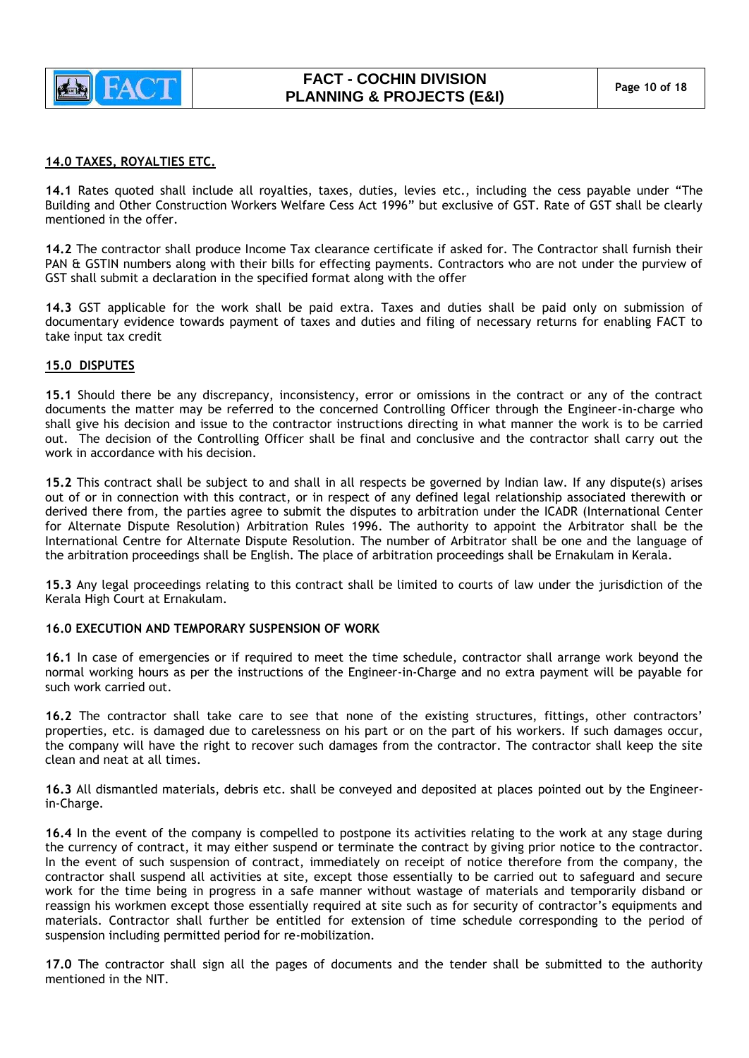## 14.0 TAXES, ROYALTIES ETC.

**14.1** Rates quoted shall include all royalties, taxes, duties, levies etc., including the cess payable under "The Building and Other Construction Workers Welfare Cess Act 1996" but exclusive of GST. Rate of GST shall be clearly mentioned in the offer.

**14.2** The contractor shall produce Income Tax clearance certificate if asked for. The Contractor shall furnish their PAN & GSTIN numbers along with their bills for effecting payments. Contractors who are not under the purview of GST shall submit a declaration in the specified format along with the offer

**14.3** GST applicable for the work shall be paid extra. Taxes and duties shall be paid only on submission of documentary evidence towards payment of taxes and duties and filing of necessary returns for enabling FACT to take input tax credit

## 15.0 DISPUTES

**15.1** Should there be any discrepancy, inconsistency, error or omissions in the contract or any of the contract documents the matter may be referred to the concerned Controlling Officer through the Engineer-in-charge who shall give his decision and issue to the contractor instructions directing in what manner the work is to be carried out. The decision of the Controlling Officer shall be final and conclusive and the contractor shall carry out the work in accordance with his decision.

**15.2** This contract shall be subject to and shall in all respects be governed by Indian law. If any dispute(s) arises out of or in connection with this contract, or in respect of any defined legal relationship associated therewith or derived there from, the parties agree to submit the disputes to arbitration under the ICADR (International Center for Alternate Dispute Resolution) Arbitration Rules 1996. The authority to appoint the Arbitrator shall be the International Centre for Alternate Dispute Resolution. The number of Arbitrator shall be one and the language of the arbitration proceedings shall be English. The place of arbitration proceedings shall be Ernakulam in Kerala.

**15.3** Any legal proceedings relating to this contract shall be limited to courts of law under the jurisdiction of the Kerala High Court at Ernakulam.

## 16.0 EXECUTION AND TEMPORARY SUSPENSION OF WORK

**16.1** In case of emergencies or if required to meet the time schedule, contractor shall arrange work beyond the normal working hours as per the instructions of the Engineer-in-Charge and no extra payment will be payable for such work carried out.

**16.2** The contractor shall take care to see that none of the existing structures, fittings, other contractors' properties, etc. is damaged due to carelessness on his part or on the part of his workers. If such damages occur, the company will have the right to recover such damages from the contractor. The contractor shall keep the site clean and neat at all times.

**16.3** All dismantled materials, debris etc. shall be conveyed and deposited at places pointed out by the Engineer-in-Charge.

**16.4** In the event of the company is compelled to postpone its activities relating to the work at any stage during the currency of contract, it may either suspend or terminate the contract by giving prior notice to the contractor. In the event of such suspension of contract, immediately on receipt of notice therefore from the company, the contractor shall suspend all activities at site, except those essentially to be carried out to safeguard and secure work for the time being in progress in a safe manner without wastage of materials and temporarily disband or reassign his workmen except those essentially required at site such as for security of contractor's equipments and materials. Contractor shall further be entitled for extension of time schedule corresponding to the period of suspension including permitted period for re-mobilization.

**17.0** The contractor shall sign all the pages of documents and the tender shall be submitted to the authority mentioned in the NIT.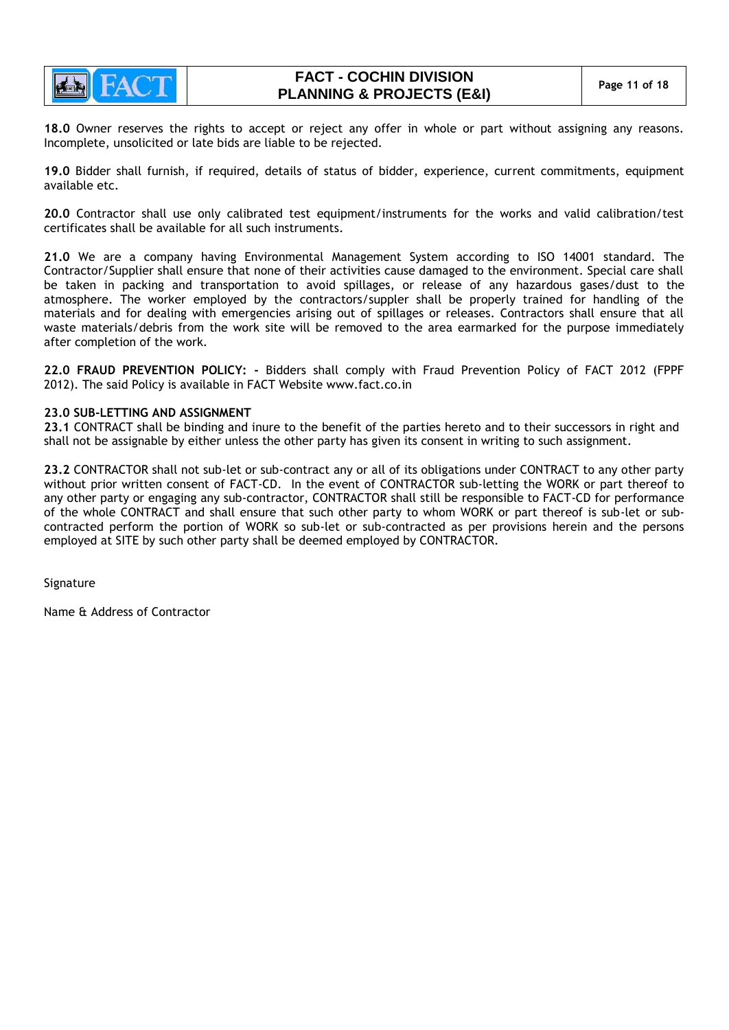**18.0** Owner reserves the rights to accept or reject any offer in whole or part without assigning any reasons. Incomplete, unsolicited or late bids are liable to be rejected.

**19.0** Bidder shall furnish, if required, details of status of bidder, experience, current commitments, equipment available etc.

**20.0** Contractor shall use only calibrated test equipment/instruments for the works and valid calibration/test certificates shall be available for all such instruments.

**21.0** We are a company having Environmental Management System according to ISO 14001 standard. The Contractor/Supplier shall ensure that none of their activities cause damaged to the environment. Special care shall be taken in packing and transportation to avoid spillages, or release of any hazardous gases/dust to the atmosphere. The worker employed by the contractors/suppler shall be properly trained for handling of the materials and for dealing with emergencies arising out of spillages or releases. Contractors shall ensure that all waste materials/debris from the work site will be removed to the area earmarked for the purpose immediately after completion of the work.

**22.0 FRAUD PREVENTION POLICY: -** Bidders shall comply with Fraud Prevention Policy of FACT 2012 (FPPF 2012). The said Policy is available in FACT Website www.fact.co.in

**23.0 SUB-LETTING AND ASSIGNMENT**

**23.1** CONTRACT shall be binding and inure to the benefit of the parties hereto and to their successors in right and shall not be assignable by either unless the other party has given its consent in writing to such assignment.

**23.2** CONTRACTOR shall not sub-let or sub-contract any or all of its obligations under CONTRACT to any other party without prior written consent of FACT-CD. In the event of CONTRACTOR sub-letting the WORK or part thereof to any other party or engaging any sub-contractor, CONTRACTOR shall still be responsible to FACT-CD for performance of the whole CONTRACT and shall ensure that such other party to whom WORK or part thereof is sub-let or sub-contracted perform the portion of WORK so sub-let or sub-contracted as per provisions herein and the persons employed at SITE by such other party shall be deemed employed by CONTRACTOR.

Signature

Name & Address of Contractor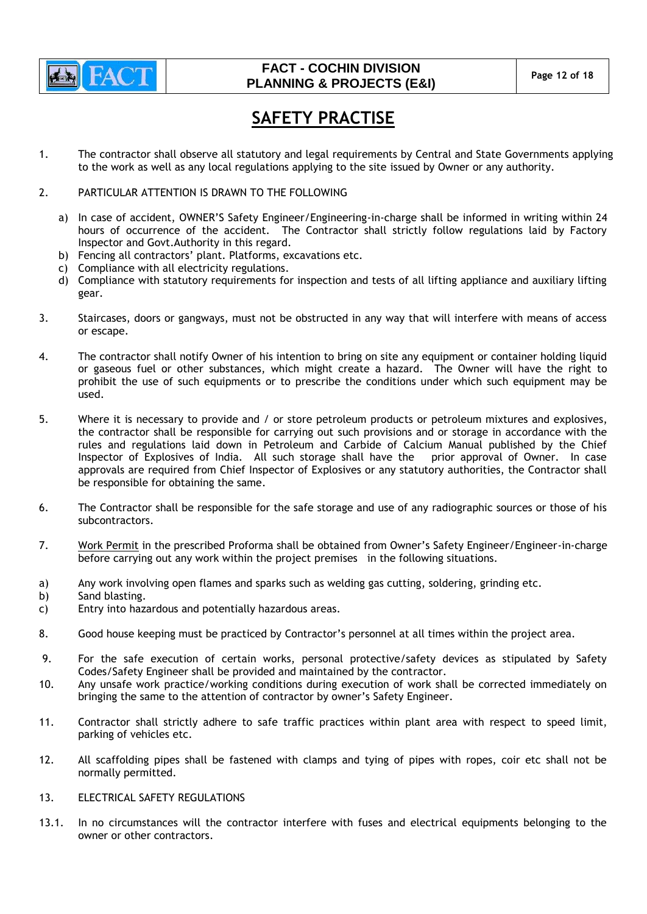# SAFETY PRACTISE

1. The contractor shall observe all statutory and legal requirements by Central and State Governments applying to the work as well as any local regulations applying to the site issued by Owner or any authority.

2. PARTICULAR ATTENTION IS DRAWN TO THE FOLLOWING

   a) In case of accident, OWNER'S Safety Engineer/Engineering-in-charge shall be informed in writing within 24 hours of occurrence of the accident. The Contractor shall strictly follow regulations laid by Factory Inspector and Govt.Authority in this regard.
   b) Fencing all contractors' plant. Platforms, excavations etc.
   c) Compliance with all electricity regulations.
   d) Compliance with statutory requirements for inspection and tests of all lifting appliance and auxiliary lifting gear.

3. Staircases, doors or gangways, must not be obstructed in any way that will interfere with means of access or escape.

4. The contractor shall notify Owner of his intention to bring on site any equipment or container holding liquid or gaseous fuel or other substances, which might create a hazard. The Owner will have the right to prohibit the use of such equipments or to prescribe the conditions under which such equipment may be used.

5. Where it is necessary to provide and / or store petroleum products or petroleum mixtures and explosives, the contractor shall be responsible for carrying out such provisions and or storage in accordance with the rules and regulations laid down in Petroleum and Carbide of Calcium Manual published by the Chief Inspector of Explosives of India. All such storage shall have the prior approval of Owner. In case approvals are required from Chief Inspector of Explosives or any statutory authorities, the Contractor shall be responsible for obtaining the same.

6. The Contractor shall be responsible for the safe storage and use of any radiographic sources or those of his subcontractors.

7. Work Permit in the prescribed Proforma shall be obtained from Owner's Safety Engineer/Engineer-in-charge before carrying out any work within the project premises in the following situations.

a) Any work involving open flames and sparks such as welding gas cutting, soldering, grinding etc.
b) Sand blasting.
c) Entry into hazardous and potentially hazardous areas.

8. Good house keeping must be practiced by Contractor's personnel at all times within the project area.

9. For the safe execution of certain works, personal protective/safety devices as stipulated by Safety Codes/Safety Engineer shall be provided and maintained by the contractor.

10. Any unsafe work practice/working conditions during execution of work shall be corrected immediately on bringing the same to the attention of contractor by owner's Safety Engineer.

11. Contractor shall strictly adhere to safe traffic practices within plant area with respect to speed limit, parking of vehicles etc.

12. All scaffolding pipes shall be fastened with clamps and tying of pipes with ropes, coir etc shall not be normally permitted.

13. ELECTRICAL SAFETY REGULATIONS

13.1. In no circumstances will the contractor interfere with fuses and electrical equipments belonging to the owner or other contractors.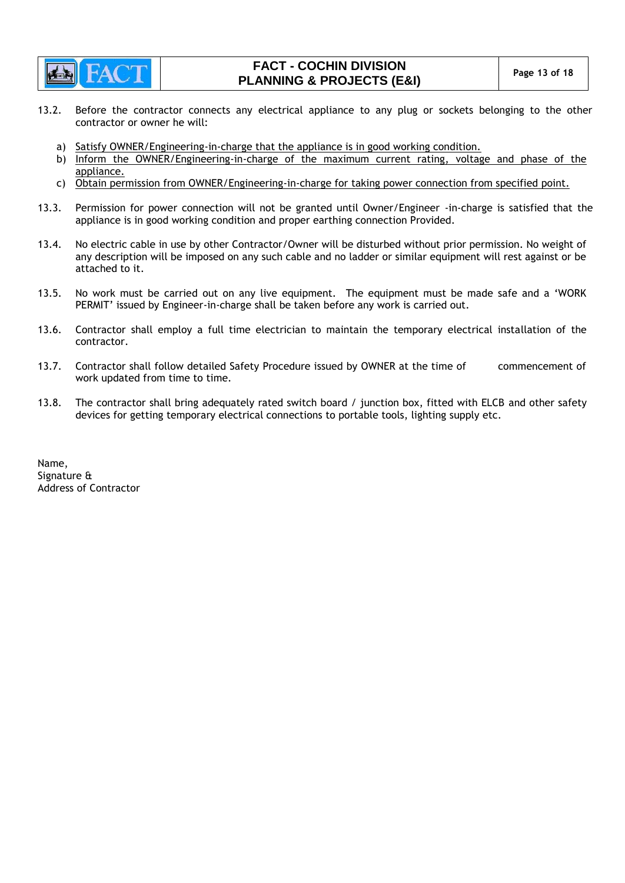13.2. Before the contractor connects any electrical appliance to any plug or sockets belonging to the other contractor or owner he will:

a) Satisfy OWNER/Engineering-in-charge that the appliance is in good working condition.
b) Inform the OWNER/Engineering-in-charge of the maximum current rating, voltage and phase of the appliance.
c) Obtain permission from OWNER/Engineering-in-charge for taking power connection from specified point.

13.3. Permission for power connection will not be granted until Owner/Engineer -in-charge is satisfied that the appliance is in good working condition and proper earthing connection Provided.

13.4. No electric cable in use by other Contractor/Owner will be disturbed without prior permission. No weight of any description will be imposed on any such cable and no ladder or similar equipment will rest against or be attached to it.

13.5. No work must be carried out on any live equipment. The equipment must be made safe and a 'WORK PERMIT' issued by Engineer-in-charge shall be taken before any work is carried out.

13.6. Contractor shall employ a full time electrician to maintain the temporary electrical installation of the contractor.

13.7. Contractor shall follow detailed Safety Procedure issued by OWNER at the time of commencement of work updated from time to time.

13.8. The contractor shall bring adequately rated switch board / junction box, fitted with ELCB and other safety devices for getting temporary electrical connections to portable tools, lighting supply etc.

Name,
Signature &
Address of Contractor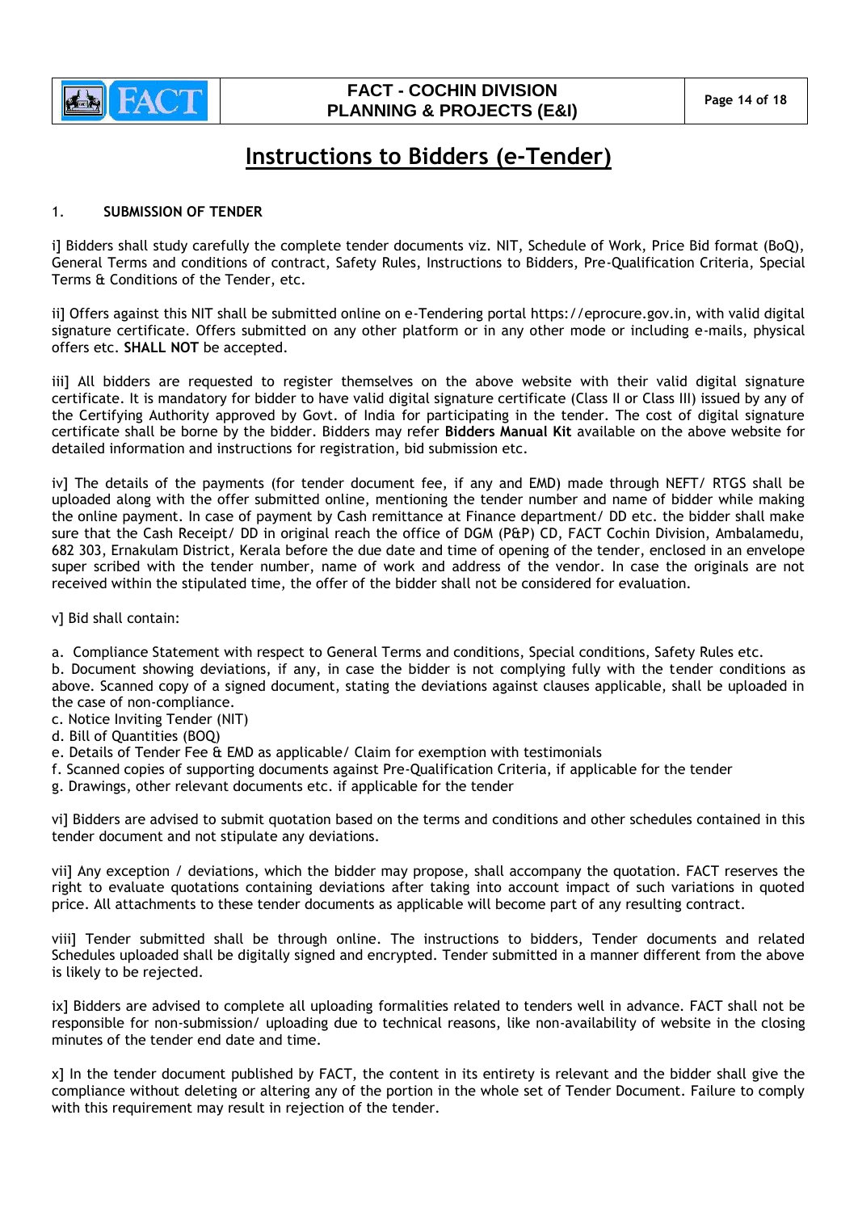# Instructions to Bidders (e-Tender)

1. **SUBMISSION OF TENDER**

i] Bidders shall study carefully the complete tender documents viz. NIT, Schedule of Work, Price Bid format (BoQ), General Terms and conditions of contract, Safety Rules, Instructions to Bidders, Pre-Qualification Criteria, Special Terms & Conditions of the Tender, etc.

ii] Offers against this NIT shall be submitted online on e-Tendering portal https://eprocure.gov.in, with valid digital signature certificate. Offers submitted on any other platform or in any other mode or including e-mails, physical offers etc. **SHALL NOT** be accepted.

iii] All bidders are requested to register themselves on the above website with their valid digital signature certificate. It is mandatory for bidder to have valid digital signature certificate (Class II or Class III) issued by any of the Certifying Authority approved by Govt. of India for participating in the tender. The cost of digital signature certificate shall be borne by the bidder. Bidders may refer **Bidders Manual Kit** available on the above website for detailed information and instructions for registration, bid submission etc.

iv] The details of the payments (for tender document fee, if any and EMD) made through NEFT/ RTGS shall be uploaded along with the offer submitted online, mentioning the tender number and name of bidder while making the online payment. In case of payment by Cash remittance at Finance department/ DD etc. the bidder shall make sure that the Cash Receipt/ DD in original reach the office of DGM (P&P) CD, FACT Cochin Division, Ambalamedu, 682 303, Ernakulam District, Kerala before the due date and time of opening of the tender, enclosed in an envelope super scribed with the tender number, name of work and address of the vendor. In case the originals are not received within the stipulated time, the offer of the bidder shall not be considered for evaluation.

v] Bid shall contain:

a. Compliance Statement with respect to General Terms and conditions, Special conditions, Safety Rules etc.
b. Document showing deviations, if any, in case the bidder is not complying fully with the tender conditions as above. Scanned copy of a signed document, stating the deviations against clauses applicable, shall be uploaded in the case of non-compliance.
c. Notice Inviting Tender (NIT)
d. Bill of Quantities (BOQ)
e. Details of Tender Fee & EMD as applicable/ Claim for exemption with testimonials
f. Scanned copies of supporting documents against Pre-Qualification Criteria, if applicable for the tender
g. Drawings, other relevant documents etc. if applicable for the tender

vi] Bidders are advised to submit quotation based on the terms and conditions and other schedules contained in this tender document and not stipulate any deviations.

vii] Any exception / deviations, which the bidder may propose, shall accompany the quotation. FACT reserves the right to evaluate quotations containing deviations after taking into account impact of such variations in quoted price. All attachments to these tender documents as applicable will become part of any resulting contract.

viii] Tender submitted shall be through online. The instructions to bidders, Tender documents and related Schedules uploaded shall be digitally signed and encrypted. Tender submitted in a manner different from the above is likely to be rejected.

ix] Bidders are advised to complete all uploading formalities related to tenders well in advance. FACT shall not be responsible for non-submission/ uploading due to technical reasons, like non-availability of website in the closing minutes of the tender end date and time.

x] In the tender document published by FACT, the content in its entirety is relevant and the bidder shall give the compliance without deleting or altering any of the portion in the whole set of Tender Document. Failure to comply with this requirement may result in rejection of the tender.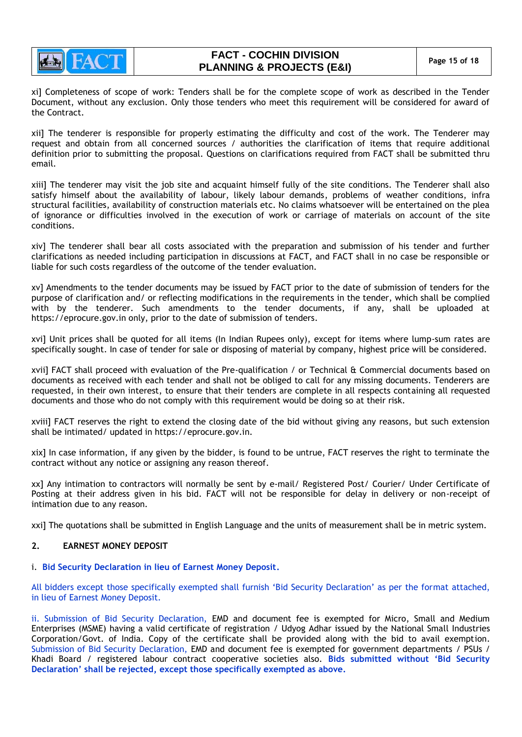xi] Completeness of scope of work: Tenders shall be for the complete scope of work as described in the Tender Document, without any exclusion. Only those tenders who meet this requirement will be considered for award of the Contract.

xii] The tenderer is responsible for properly estimating the difficulty and cost of the work. The Tenderer may request and obtain from all concerned sources / authorities the clarification of items that require additional definition prior to submitting the proposal. Questions on clarifications required from FACT shall be submitted thru email.

xiii] The tenderer may visit the job site and acquaint himself fully of the site conditions. The Tenderer shall also satisfy himself about the availability of labour, likely labour demands, problems of weather conditions, infra structural facilities, availability of construction materials etc. No claims whatsoever will be entertained on the plea of ignorance or difficulties involved in the execution of work or carriage of materials on account of the site conditions.

xiv] The tenderer shall bear all costs associated with the preparation and submission of his tender and further clarifications as needed including participation in discussions at FACT, and FACT shall in no case be responsible or liable for such costs regardless of the outcome of the tender evaluation.

xv] Amendments to the tender documents may be issued by FACT prior to the date of submission of tenders for the purpose of clarification and/ or reflecting modifications in the requirements in the tender, which shall be complied with by the tenderer. Such amendments to the tender documents, if any, shall be uploaded at https://eprocure.gov.in only, prior to the date of submission of tenders.

xvi] Unit prices shall be quoted for all items (In Indian Rupees only), except for items where lump-sum rates are specifically sought. In case of tender for sale or disposing of material by company, highest price will be considered.

xvii] FACT shall proceed with evaluation of the Pre-qualification / or Technical & Commercial documents based on documents as received with each tender and shall not be obliged to call for any missing documents. Tenderers are requested, in their own interest, to ensure that their tenders are complete in all respects containing all requested documents and those who do not comply with this requirement would be doing so at their risk.

xviii] FACT reserves the right to extend the closing date of the bid without giving any reasons, but such extension shall be intimated/ updated in https://eprocure.gov.in.

xix] In case information, if any given by the bidder, is found to be untrue, FACT reserves the right to terminate the contract without any notice or assigning any reason thereof.

xx] Any intimation to contractors will normally be sent by e-mail/ Registered Post/ Courier/ Under Certificate of Posting at their address given in his bid. FACT will not be responsible for delay in delivery or non-receipt of intimation due to any reason.

xxi] The quotations shall be submitted in English Language and the units of measurement shall be in metric system.

## 2. EARNEST MONEY DEPOSIT

i. **Bid Security Declaration in lieu of Earnest Money Deposit.**

All bidders except those specifically exempted shall furnish 'Bid Security Declaration' as per the format attached, in lieu of Earnest Money Deposit.

ii. Submission of Bid Security Declaration, EMD and document fee is exempted for Micro, Small and Medium Enterprises (MSME) having a valid certificate of registration / Udyog Adhar issued by the National Small Industries Corporation/Govt. of India. Copy of the certificate shall be provided along with the bid to avail exemption. Submission of Bid Security Declaration, EMD and document fee is exempted for government departments / PSUs / Khadi Board / registered labour contract cooperative societies also. **Bids submitted without 'Bid Security Declaration' shall be rejected, except those specifically exempted as above.**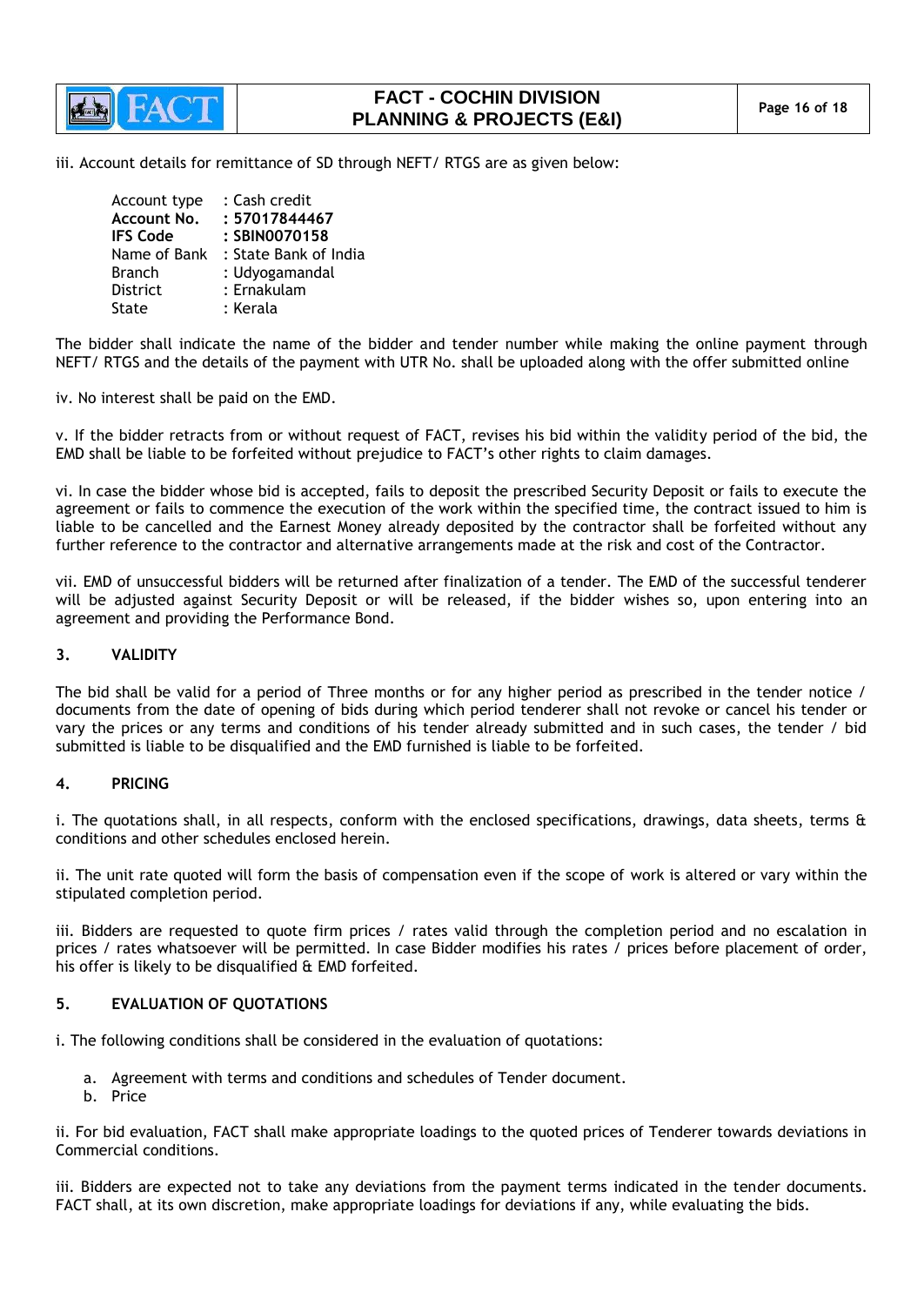iii. Account details for remittance of SD through NEFT/ RTGS are as given below:

Account type : Cash credit
**Account No. : 57017844467**
**IFS Code : SBIN0070158**
Name of Bank : State Bank of India
Branch : Udyogamandal
District : Ernakulam
State : Kerala

The bidder shall indicate the name of the bidder and tender number while making the online payment through NEFT/ RTGS and the details of the payment with UTR No. shall be uploaded along with the offer submitted online

iv. No interest shall be paid on the EMD.

v. If the bidder retracts from or without request of FACT, revises his bid within the validity period of the bid, the EMD shall be liable to be forfeited without prejudice to FACT's other rights to claim damages.

vi. In case the bidder whose bid is accepted, fails to deposit the prescribed Security Deposit or fails to execute the agreement or fails to commence the execution of the work within the specified time, the contract issued to him is liable to be cancelled and the Earnest Money already deposited by the contractor shall be forfeited without any further reference to the contractor and alternative arrangements made at the risk and cost of the Contractor.

vii. EMD of unsuccessful bidders will be returned after finalization of a tender. The EMD of the successful tenderer will be adjusted against Security Deposit or will be released, if the bidder wishes so, upon entering into an agreement and providing the Performance Bond.

## 3. VALIDITY

The bid shall be valid for a period of Three months or for any higher period as prescribed in the tender notice / documents from the date of opening of bids during which period tenderer shall not revoke or cancel his tender or vary the prices or any terms and conditions of his tender already submitted and in such cases, the tender / bid submitted is liable to be disqualified and the EMD furnished is liable to be forfeited.

## 4. PRICING

i. The quotations shall, in all respects, conform with the enclosed specifications, drawings, data sheets, terms & conditions and other schedules enclosed herein.

ii. The unit rate quoted will form the basis of compensation even if the scope of work is altered or vary within the stipulated completion period.

iii. Bidders are requested to quote firm prices / rates valid through the completion period and no escalation in prices / rates whatsoever will be permitted. In case Bidder modifies his rates / prices before placement of order, his offer is likely to be disqualified & EMD forfeited.

## 5. EVALUATION OF QUOTATIONS

i. The following conditions shall be considered in the evaluation of quotations:

a. Agreement with terms and conditions and schedules of Tender document.
b. Price

ii. For bid evaluation, FACT shall make appropriate loadings to the quoted prices of Tenderer towards deviations in Commercial conditions.

iii. Bidders are expected not to take any deviations from the payment terms indicated in the tender documents. FACT shall, at its own discretion, make appropriate loadings for deviations if any, while evaluating the bids.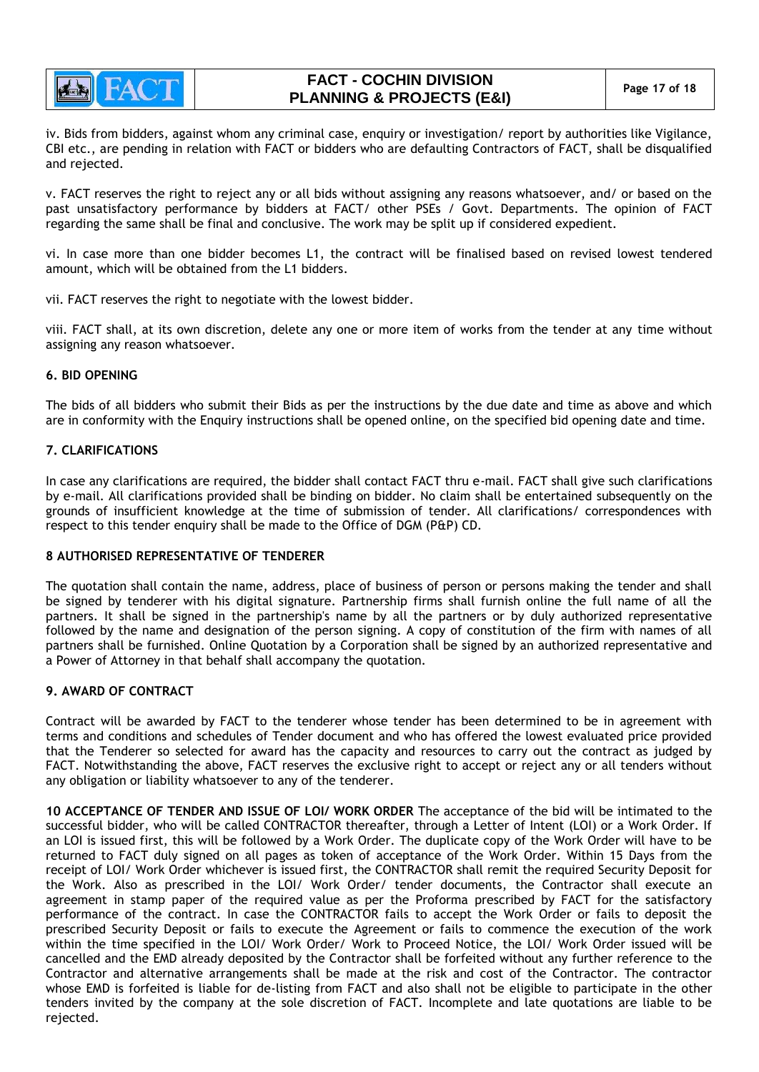iv. Bids from bidders, against whom any criminal case, enquiry or investigation/ report by authorities like Vigilance, CBI etc., are pending in relation with FACT or bidders who are defaulting Contractors of FACT, shall be disqualified and rejected.

v. FACT reserves the right to reject any or all bids without assigning any reasons whatsoever, and/ or based on the past unsatisfactory performance by bidders at FACT/ other PSEs / Govt. Departments. The opinion of FACT regarding the same shall be final and conclusive. The work may be split up if considered expedient.

vi. In case more than one bidder becomes L1, the contract will be finalised based on revised lowest tendered amount, which will be obtained from the L1 bidders.

vii. FACT reserves the right to negotiate with the lowest bidder.

viii. FACT shall, at its own discretion, delete any one or more item of works from the tender at any time without assigning any reason whatsoever.

**6. BID OPENING**

The bids of all bidders who submit their Bids as per the instructions by the due date and time as above and which are in conformity with the Enquiry instructions shall be opened online, on the specified bid opening date and time.

**7. CLARIFICATIONS**

In case any clarifications are required, the bidder shall contact FACT thru e-mail. FACT shall give such clarifications by e-mail. All clarifications provided shall be binding on bidder. No claim shall be entertained subsequently on the grounds of insufficient knowledge at the time of submission of tender. All clarifications/ correspondences with respect to this tender enquiry shall be made to the Office of DGM (P&P) CD.

**8 AUTHORISED REPRESENTATIVE OF TENDERER**

The quotation shall contain the name, address, place of business of person or persons making the tender and shall be signed by tenderer with his digital signature. Partnership firms shall furnish online the full name of all the partners. It shall be signed in the partnership's name by all the partners or by duly authorized representative followed by the name and designation of the person signing. A copy of constitution of the firm with names of all partners shall be furnished. Online Quotation by a Corporation shall be signed by an authorized representative and a Power of Attorney in that behalf shall accompany the quotation.

**9. AWARD OF CONTRACT**

Contract will be awarded by FACT to the tenderer whose tender has been determined to be in agreement with terms and conditions and schedules of Tender document and who has offered the lowest evaluated price provided that the Tenderer so selected for award has the capacity and resources to carry out the contract as judged by FACT. Notwithstanding the above, FACT reserves the exclusive right to accept or reject any or all tenders without any obligation or liability whatsoever to any of the tenderer.

**10 ACCEPTANCE OF TENDER AND ISSUE OF LOI/ WORK ORDER** The acceptance of the bid will be intimated to the successful bidder, who will be called CONTRACTOR thereafter, through a Letter of Intent (LOI) or a Work Order. If an LOI is issued first, this will be followed by a Work Order. The duplicate copy of the Work Order will have to be returned to FACT duly signed on all pages as token of acceptance of the Work Order. Within 15 Days from the receipt of LOI/ Work Order whichever is issued first, the CONTRACTOR shall remit the required Security Deposit for the Work. Also as prescribed in the LOI/ Work Order/ tender documents, the Contractor shall execute an agreement in stamp paper of the required value as per the Proforma prescribed by FACT for the satisfactory performance of the contract. In case the CONTRACTOR fails to accept the Work Order or fails to deposit the prescribed Security Deposit or fails to execute the Agreement or fails to commence the execution of the work within the time specified in the LOI/ Work Order/ Work to Proceed Notice, the LOI/ Work Order issued will be cancelled and the EMD already deposited by the Contractor shall be forfeited without any further reference to the Contractor and alternative arrangements shall be made at the risk and cost of the Contractor. The contractor whose EMD is forfeited is liable for de-listing from FACT and also shall not be eligible to participate in the other tenders invited by the company at the sole discretion of FACT. Incomplete and late quotations are liable to be rejected.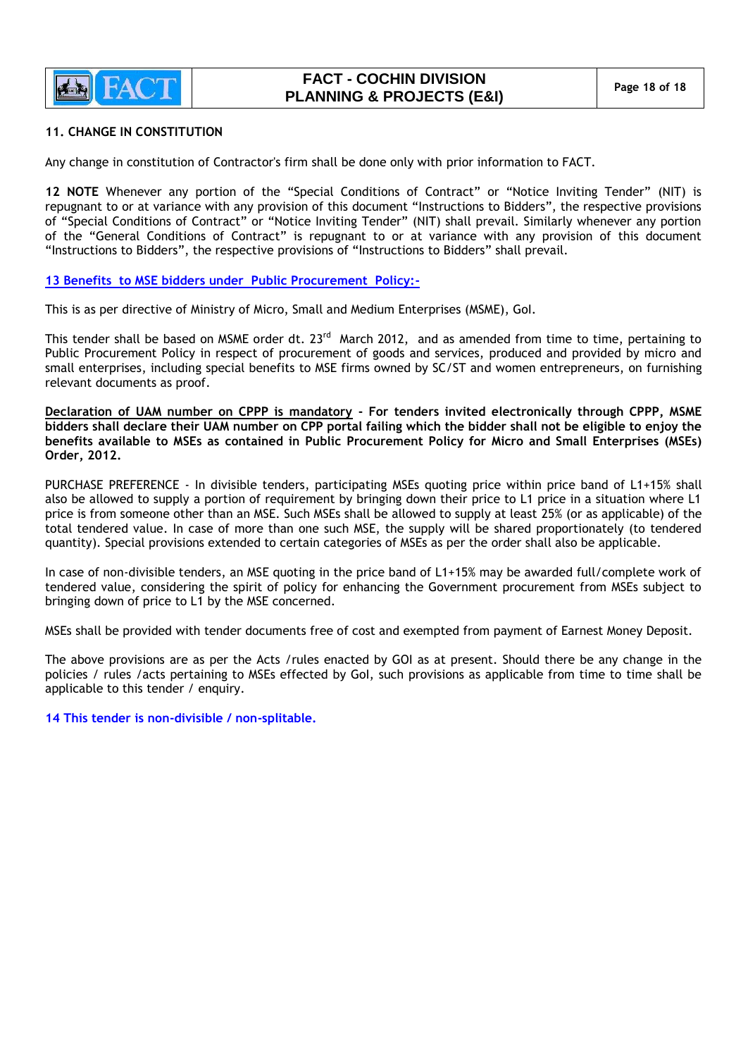**11. CHANGE IN CONSTITUTION**

Any change in constitution of Contractor's firm shall be done only with prior information to FACT.

**12 NOTE** Whenever any portion of the "Special Conditions of Contract" or "Notice Inviting Tender" (NIT) is repugnant to or at variance with any provision of this document "Instructions to Bidders", the respective provisions of "Special Conditions of Contract" or "Notice Inviting Tender" (NIT) shall prevail. Similarly whenever any portion of the "General Conditions of Contract" is repugnant to or at variance with any provision of this document "Instructions to Bidders", the respective provisions of "Instructions to Bidders" shall prevail.

**13 Benefits to MSE bidders under Public Procurement Policy:-**

This is as per directive of Ministry of Micro, Small and Medium Enterprises (MSME), GoI.

This tender shall be based on MSME order dt. 23rd March 2012, and as amended from time to time, pertaining to Public Procurement Policy in respect of procurement of goods and services, produced and provided by micro and small enterprises, including special benefits to MSE firms owned by SC/ST and women entrepreneurs, on furnishing relevant documents as proof.

**Declaration of UAM number on CPPP is mandatory - For tenders invited electronically through CPPP, MSME bidders shall declare their UAM number on CPP portal failing which the bidder shall not be eligible to enjoy the benefits available to MSEs as contained in Public Procurement Policy for Micro and Small Enterprises (MSEs) Order, 2012.**

PURCHASE PREFERENCE - In divisible tenders, participating MSEs quoting price within price band of L1+15% shall also be allowed to supply a portion of requirement by bringing down their price to L1 price in a situation where L1 price is from someone other than an MSE. Such MSEs shall be allowed to supply at least 25% (or as applicable) of the total tendered value. In case of more than one such MSE, the supply will be shared proportionately (to tendered quantity). Special provisions extended to certain categories of MSEs as per the order shall also be applicable.

In case of non-divisible tenders, an MSE quoting in the price band of L1+15% may be awarded full/complete work of tendered value, considering the spirit of policy for enhancing the Government procurement from MSEs subject to bringing down of price to L1 by the MSE concerned.

MSEs shall be provided with tender documents free of cost and exempted from payment of Earnest Money Deposit.

The above provisions are as per the Acts /rules enacted by GOI as at present. Should there be any change in the policies / rules /acts pertaining to MSEs effected by GoI, such provisions as applicable from time to time shall be applicable to this tender / enquiry.

**14 This tender is non-divisible / non-splitable.**